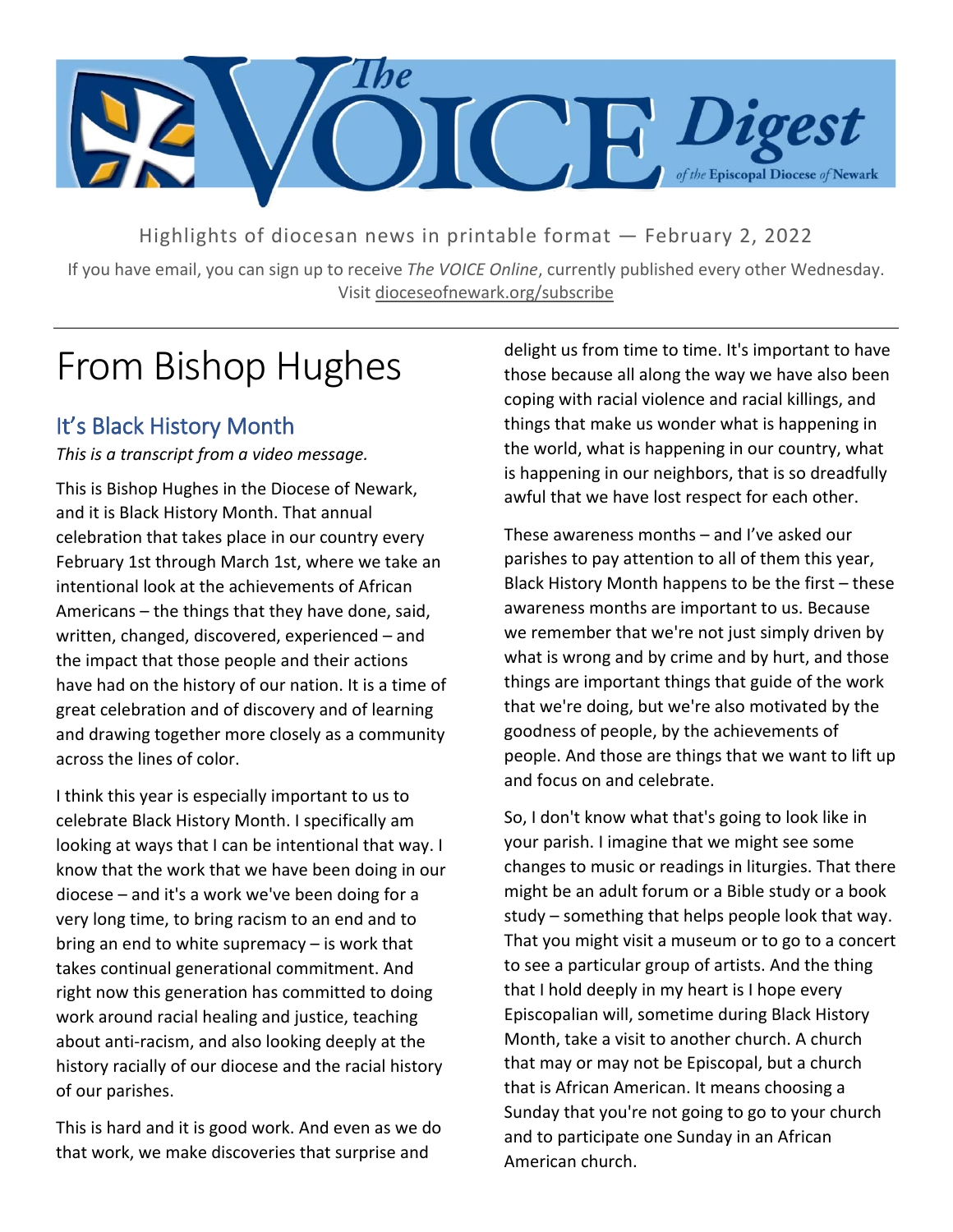# The VOICE Digest

*of the* Episcopal Diocese *of* Newark

Highlights of diocesan news in printable format — February 2, 2022

If you have email, you can sign up to receive *The VOICE Online*, currently published every other Wednesday. Visit dioceseofnewark.org/subscribe

# From Bishop Hughes

## It's Black History Month

*This is a transcript from a video message.*

This is Bishop Hughes in the Diocese of Newark, and it is Black History Month. That annual celebration that takes place in our country every February 1st through March 1st, where we take an intentional look at the achievements of African Americans – the things that they have done, said, written, changed, discovered, experienced – and the impact that those people and their actions have had on the history of our nation. It is a time of great celebration and of discovery and of learning and drawing together more closely as a community across the lines of color.

I think this year is especially important to us to celebrate Black History Month. I specifically am looking at ways that I can be intentional that way. I know that the work that we have been doing in our diocese – and it's a work we've been doing for a very long time, to bring racism to an end and to bring an end to white supremacy – is work that takes continual generational commitment. And right now this generation has committed to doing work around racial healing and justice, teaching about anti-racism, and also looking deeply at the history racially of our diocese and the racial history of our parishes.

This is hard and it is good work. And even as we do that work, we make discoveries that surprise and delight us from time to time. It's important to have those because all along the way we have also been coping with racial violence and racial killings, and things that make us wonder what is happening in the world, what is happening in our country, what is happening in our neighbors, that is so dreadfully awful that we have lost respect for each other.

These awareness months – and I've asked our parishes to pay attention to all of them this year, Black History Month happens to be the first – these awareness months are important to us. Because we remember that we're not just simply driven by what is wrong and by crime and by hurt, and those things are important things that guide of the work that we're doing, but we're also motivated by the goodness of people, by the achievements of people. And those are things that we want to lift up and focus on and celebrate.

So, I don't know what that's going to look like in your parish. I imagine that we might see some changes to music or readings in liturgies. That there might be an adult forum or a Bible study or a book study – something that helps people look that way. That you might visit a museum or to go to a concert to see a particular group of artists. And the thing that I hold deeply in my heart is I hope every Episcopalian will, sometime during Black History Month, take a visit to another church. A church that may or may not be Episcopal, but a church that is African American. It means choosing a Sunday that you're not going to go to your church and to participate one Sunday in an African American church.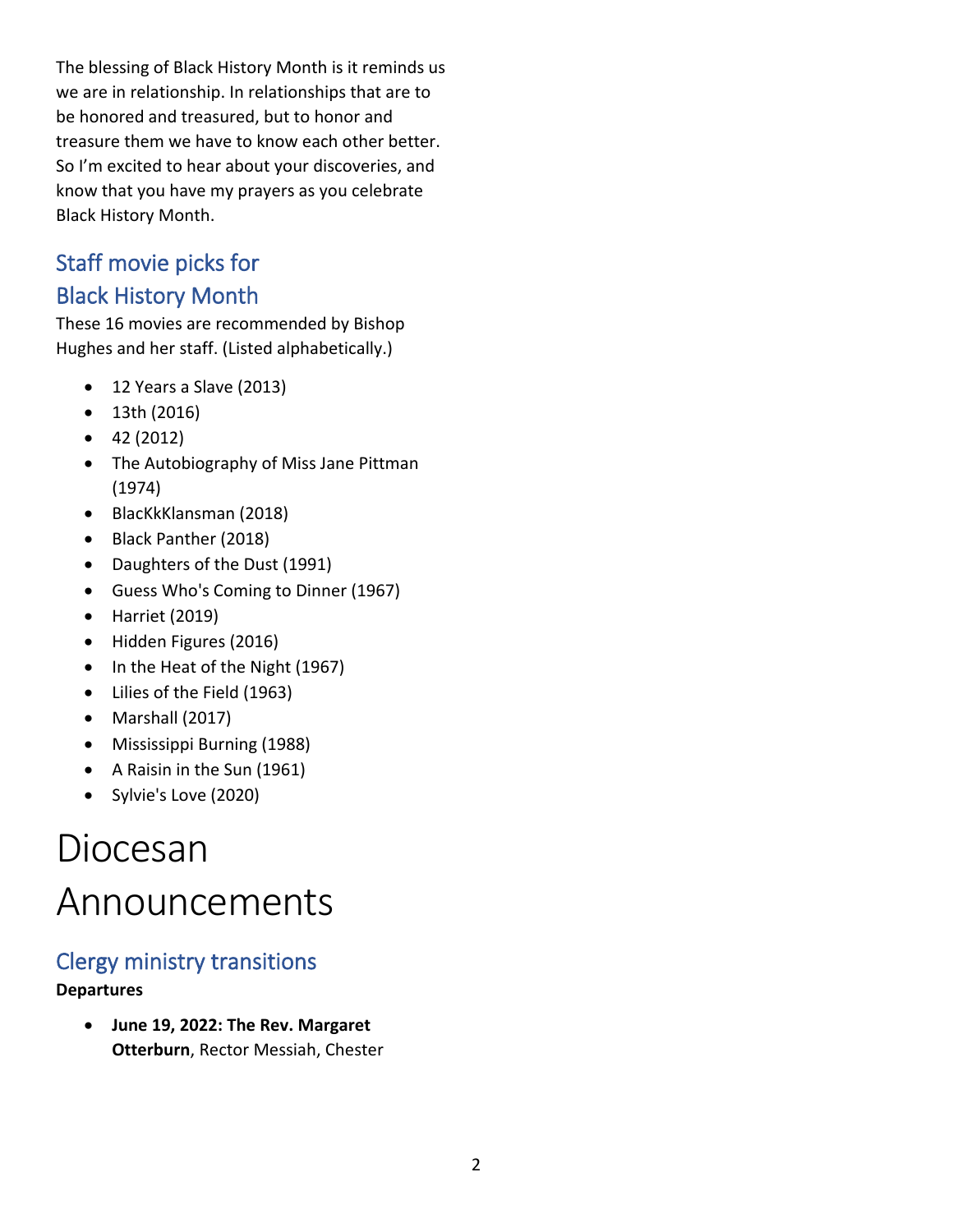The blessing of Black History Month is it reminds us we are in relationship. In relationships that are to be honored and treasured, but to honor and treasure them we have to know each other better. So I'm excited to hear about your discoveries, and know that you have my prayers as you celebrate Black History Month.

## Staff movie picks for Black History Month

These 16 movies are recommended by Bishop Hughes and her staff. (Listed alphabetically.)

- 12 Years a Slave (2013)
- 13th (2016)
- 42 (2012)
- The Autobiography of Miss Jane Pittman (1974)
- BlacKkKlansman (2018)
- Black Panther (2018)
- Daughters of the Dust (1991)
- Guess Who's Coming to Dinner (1967)
- Harriet (2019)
- Hidden Figures (2016)
- In the Heat of the Night (1967)
- Lilies of the Field (1963)
- Marshall (2017)
- Mississippi Burning (1988)
- A Raisin in the Sun (1961)
- Sylvie's Love (2020)

# Diocesan Announcements

## Clergy ministry transitions

**Departures**

- **June 19, 2022: The Rev. Margaret Otterburn**, Rector Messiah, Chester